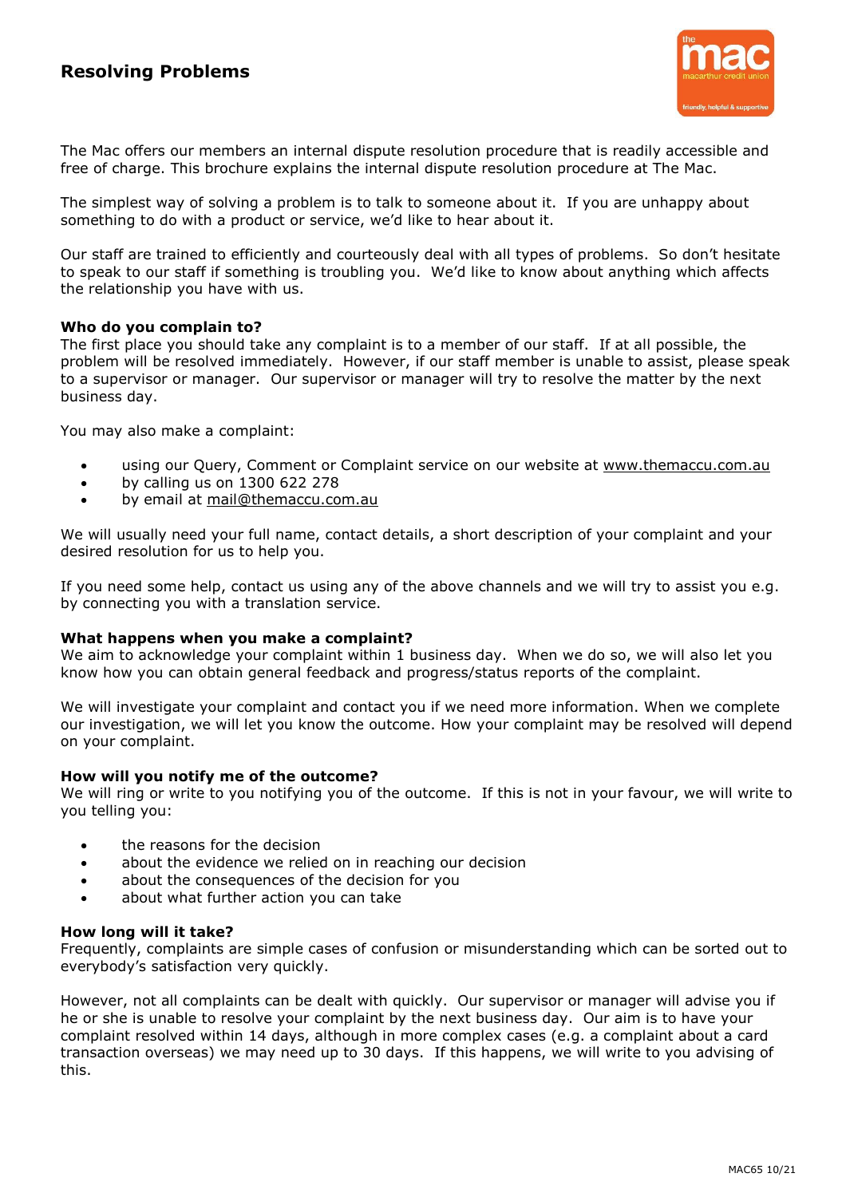# Resolving Problems

The Mac offers our members an internal dispute resolution procedure that is readily accessible and free of charge. This brochure explains the internal dispute resolution procedure at The Mac.

The simplest way of solving a problem is to talk to someone about it. If you are unhappy about something to do with a product or service, we'd like to hear about it.

Our staff are trained to efficiently and courteously deal with all types of problems. So don't hesitate to speak to our staff if something is troubling you. We'd like to know about anything which affects the relationship you have with us.

**Who do you complain to?**
The first place you should take any complaint is to a member of our staff. If at all possible, the problem will be resolved immediately. However, if our staff member is unable to assist, please speak to a supervisor or manager. Our supervisor or manager will try to resolve the matter by the next business day.

You may also make a complaint:

- using our Query, Comment or Complaint service on our website at www.themaccu.com.au
- by calling us on 1300 622 278
- by email at mail@themaccu.com.au

We will usually need your full name, contact details, a short description of your complaint and your desired resolution for us to help you.

If you need some help, contact us using any of the above channels and we will try to assist you e.g. by connecting you with a translation service.

**What happens when you make a complaint?**
We aim to acknowledge your complaint within 1 business day. When we do so, we will also let you know how you can obtain general feedback and progress/status reports of the complaint.

We will investigate your complaint and contact you if we need more information. When we complete our investigation, we will let you know the outcome. How your complaint may be resolved will depend on your complaint.

**How will you notify me of the outcome?**
We will ring or write to you notifying you of the outcome. If this is not in your favour, we will write to you telling you:

- the reasons for the decision
- about the evidence we relied on in reaching our decision
- about the consequences of the decision for you
- about what further action you can take

**How long will it take?**
Frequently, complaints are simple cases of confusion or misunderstanding which can be sorted out to everybody's satisfaction very quickly.

However, not all complaints can be dealt with quickly. Our supervisor or manager will advise you if he or she is unable to resolve your complaint by the next business day. Our aim is to have your complaint resolved within 14 days, although in more complex cases (e.g. a complaint about a card transaction overseas) we may need up to 30 days. If this happens, we will write to you advising of this.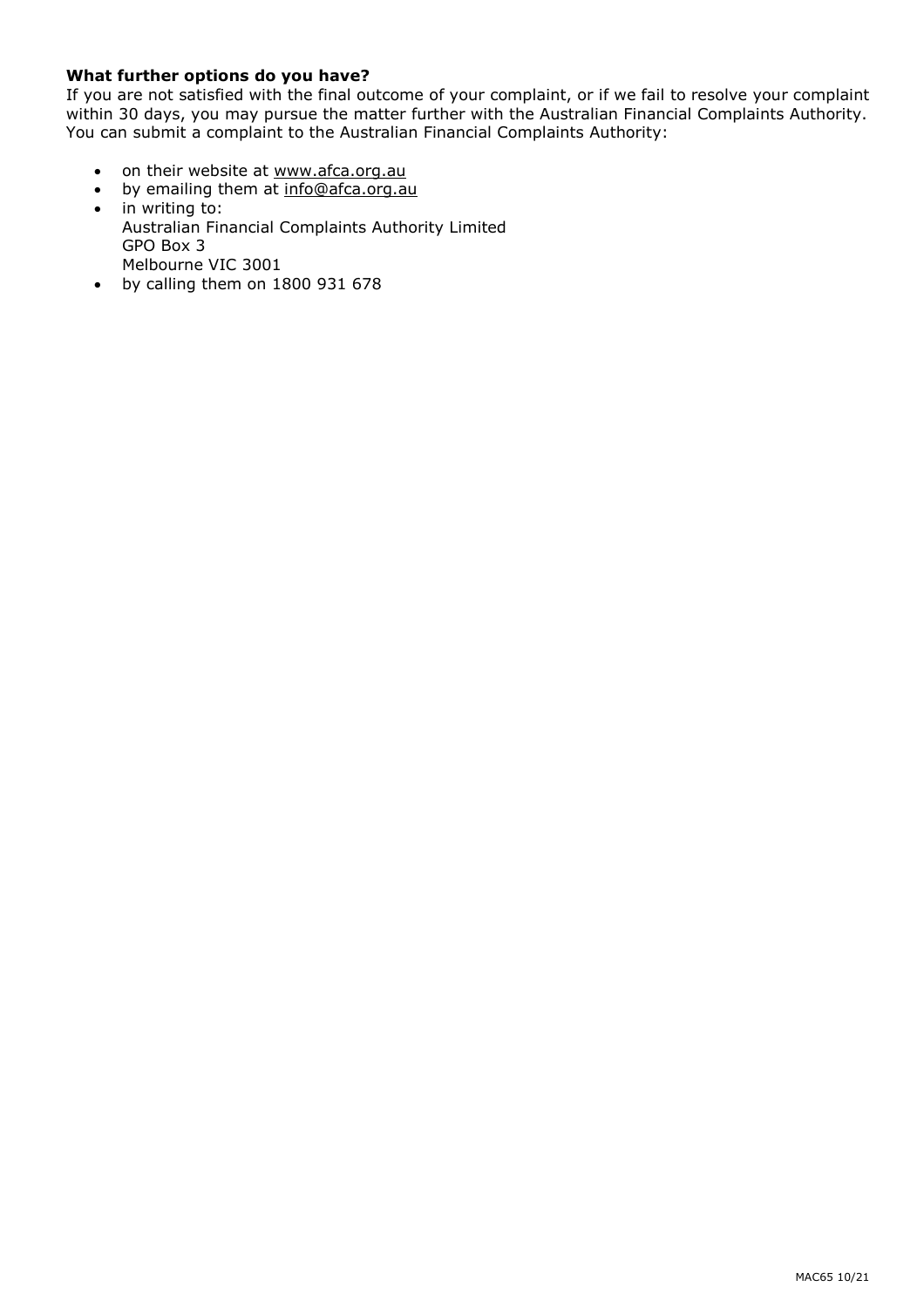**What further options do you have?**

If you are not satisfied with the final outcome of your complaint, or if we fail to resolve your complaint within 30 days, you may pursue the matter further with the Australian Financial Complaints Authority. You can submit a complaint to the Australian Financial Complaints Authority:

- on their website at www.afca.org.au
- by emailing them at info@afca.org.au
- in writing to:
  Australian Financial Complaints Authority Limited
  GPO Box 3
  Melbourne VIC 3001
- by calling them on 1800 931 678

MAC65 10/21